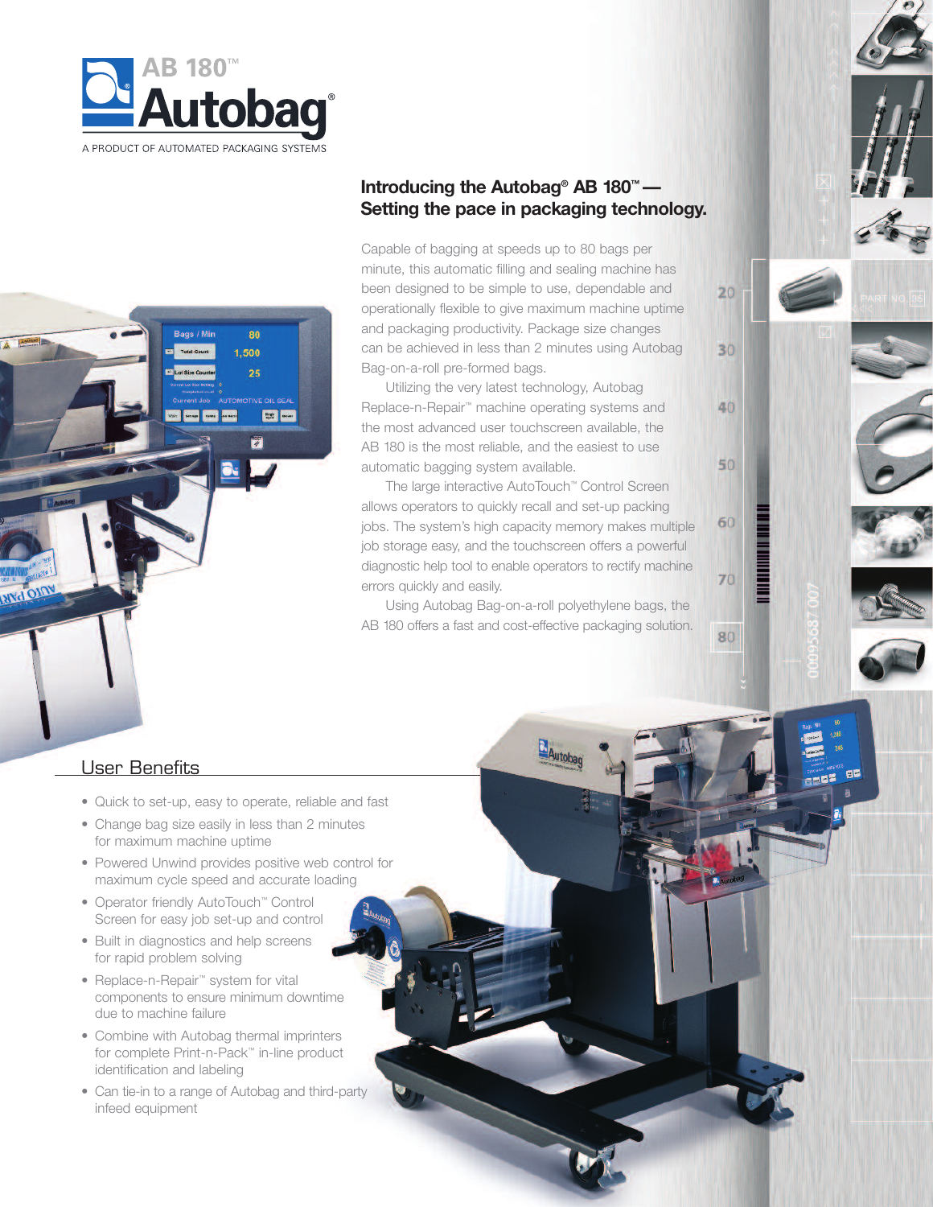# AB 180™ Autobag®

A PRODUCT OF AUTOMATED PACKAGING SYSTEMS

## Introducing the Autobag® AB 180™ — Setting the pace in packaging technology.

Capable of bagging at speeds up to 80 bags per minute, this automatic filling and sealing machine has been designed to be simple to use, dependable and operationally flexible to give maximum machine uptime and packaging productivity. Package size changes can be achieved in less than 2 minutes using Autobag Bag-on-a-roll pre-formed bags.

Utilizing the very latest technology, Autobag Replace-n-Repair™ machine operating systems and the most advanced user touchscreen available, the AB 180 is the most reliable, and the easiest to use automatic bagging system available.

The large interactive AutoTouch™ Control Screen allows operators to quickly recall and set-up packing jobs. The system's high capacity memory makes multiple job storage easy, and the touchscreen offers a powerful diagnostic help tool to enable operators to rectify machine errors quickly and easily.

Using Autobag Bag-on-a-roll polyethylene bags, the AB 180 offers a fast and cost-effective packaging solution.

## User Benefits

- Quick to set-up, easy to operate, reliable and fast
- Change bag size easily in less than 2 minutes for maximum machine uptime
- Powered Unwind provides positive web control for maximum cycle speed and accurate loading
- Operator friendly AutoTouch™ Control Screen for easy job set-up and control
- Built in diagnostics and help screens for rapid problem solving
- Replace-n-Repair™ system for vital components to ensure minimum downtime due to machine failure
- Combine with Autobag thermal imprinters for complete Print-n-Pack™ in-line product identification and labeling
- Can tie-in to a range of Autobag and third-party infeed equipment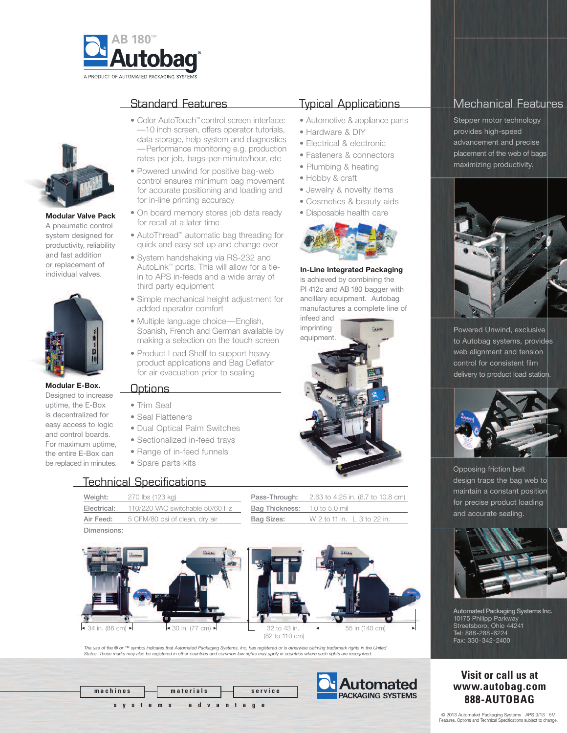# AB 180™ Autobag®

A PRODUCT OF AUTOMATED PACKAGING SYSTEMS

**Modular Valve Pack**
A pneumatic control system designed for productivity, reliability and fast addition or replacement of individual valves.

**Modular E-Box.**
Designed to increase uptime, the E-Box is decentralized for easy access to logic and control boards. For maximum uptime, the entire E-Box can be replaced in minutes.

## Standard Features

- Color AutoTouch™ control screen interface: —10 inch screen, offers operator tutorials, data storage, help system and diagnostics —Performance monitoring e.g. production rates per job, bags-per-minute/hour, etc
- Powered unwind for positive bag-web control ensures minimum bag movement for accurate positioning and loading and for in-line printing accuracy
- On board memory stores job data ready for recall at a later time
- AutoThread™ automatic bag threading for quick and easy set up and change over
- System handshaking via RS-232 and AutoLink™ ports. This will allow for a tie-in to APS in-feeds and a wide array of third party equipment
- Simple mechanical height adjustment for added operator comfort
- Multiple language choice—English, Spanish, French and German available by making a selection on the touch screen
- Product Load Shelf to support heavy product applications and Bag Deflator for air evacuation prior to sealing

## Options

- Trim Seal
- Seal Flatteners
- Dual Optical Palm Switches
- Sectionalized in-feed trays
- Range of in-feed funnels
- Spare parts kits

## Typical Applications

- Automotive & appliance parts
- Hardware & DIY
- Electrical & electronic
- Fasteners & connectors
- Plumbing & heating
- Hobby & craft
- Jewelry & novelty items
- Cosmetics & beauty aids
- Disposable health care

**In-Line Integrated Packaging** is achieved by combining the PI 412c and AB 180 bagger with ancillary equipment. Autobag manufactures a complete line of infeed and imprinting equipment.

## Technical Specifications

| | | | |
|---|---|---|---|
| Weight: | 270 lbs (123 kg) | Pass-Through: | 2.63 to 4.25 in. (6.7 to 10.8 cm) |
| Electrical: | 110/220 VAC switchable 50/60 Hz | Bag Thickness: | 1.0 to 5.0 mil |
| Air Feed: | 5 CFM/80 psi of clean, dry air | Bag Sizes: | W 2 to 11 in. L 3 to 22 in. |

Dimensions:

34 in. (86 cm)
30 in. (77 cm)
32 to 43 in. (82 to 110 cm)
55 in (140 cm)

*The use of the ® or ™ symbol indicates that Automated Packaging Systems, Inc. has registered or is otherwise claiming trademark rights in the United States. These marks may also be registered in other countries and common law rights may apply in countries where such rights are recognized.*

## Mechanical Features

Stepper motor technology provides high-speed advancement and precise placement of the web of bags maximizing productivity.

Powered Unwind, exclusive to Autobag systems, provides web alignment and tension control for consistent film delivery to product load station.

Opposing friction belt design traps the bag web to maintain a constant position for precise product loading and accurate sealing.

Automated Packaging Systems Inc.
10175 Philipp Parkway
Streetsboro, Ohio 44241
Tel: 888-288-6224
Fax: 330-342-2400

machines | materials | service

systems advantage

Automated PACKAGING SYSTEMS

**Visit or call us at**
**www.autobag.com**
**888-AUTOBAG**

© 2013 Automated Packaging Systems APS 9/13 5M
Features, Options and Technical Specifications subject to change.